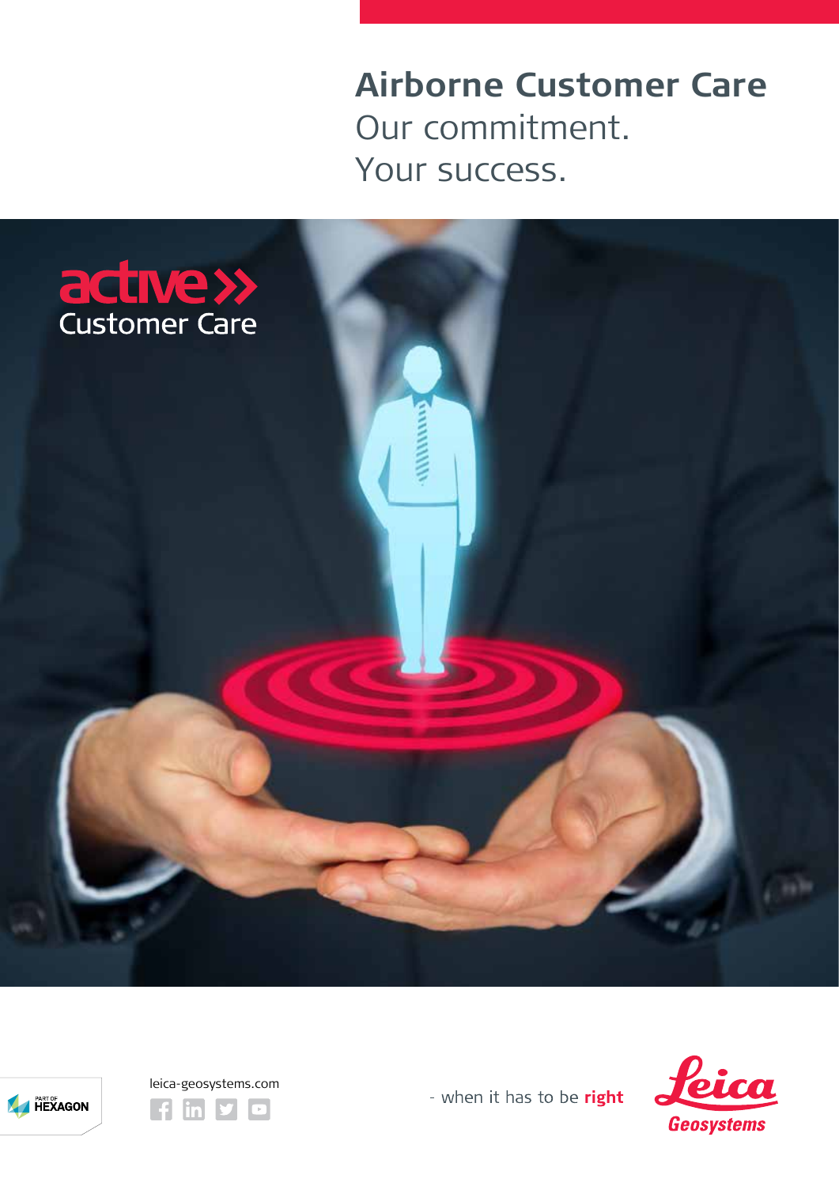# Airborne Customer Care

Our commitment.
Your success.

active>> Customer Care

PART OF HEXAGON

leica-geosystems.com

- when it has to be **right**

Leica Geosystems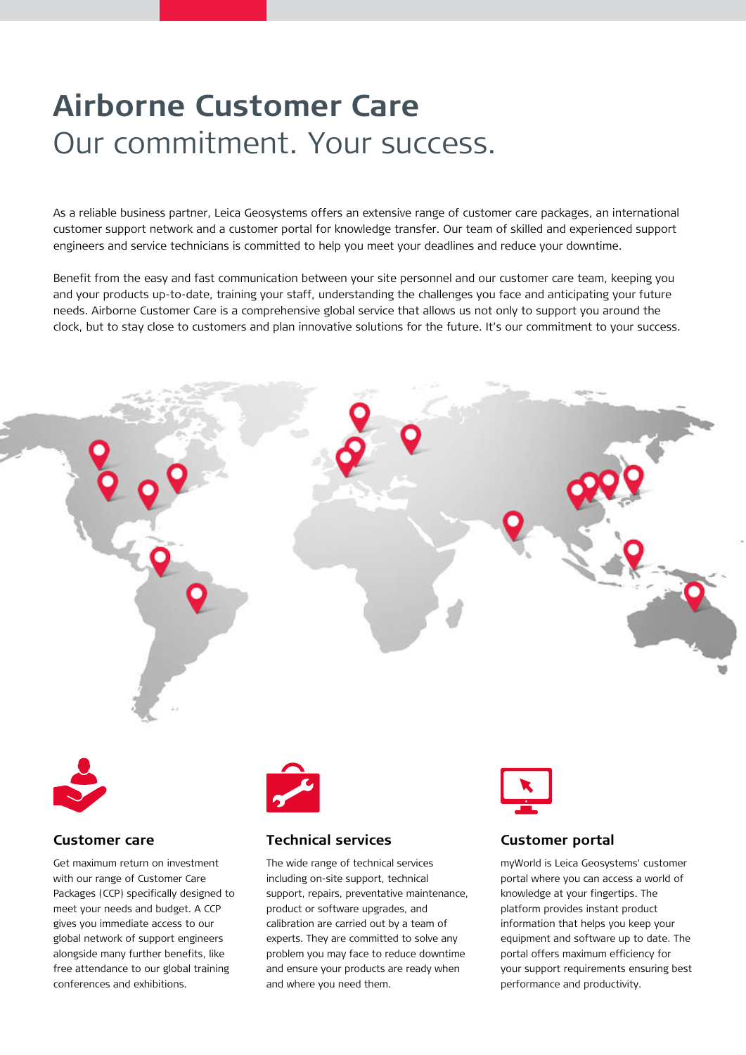# Airborne Customer Care

## Our commitment. Your success.

As a reliable business partner, Leica Geosystems offers an extensive range of customer care packages, an international customer support network and a customer portal for knowledge transfer. Our team of skilled and experienced support engineers and service technicians is committed to help you meet your deadlines and reduce your downtime.

Benefit from the easy and fast communication between your site personnel and our customer care team, keeping you and your products up-to-date, training your staff, understanding the challenges you face and anticipating your future needs. Airborne Customer Care is a comprehensive global service that allows us not only to support you around the clock, but to stay close to customers and plan innovative solutions for the future. It's our commitment to your success.

### Customer care

Get maximum return on investment with our range of Customer Care Packages (CCP) specifically designed to meet your needs and budget. A CCP gives you immediate access to our global network of support engineers alongside many further benefits, like free attendance to our global training conferences and exhibitions.

### Technical services

The wide range of technical services including on-site support, technical support, repairs, preventative maintenance, product or software upgrades, and calibration are carried out by a team of experts. They are committed to solve any problem you may face to reduce downtime and ensure your products are ready when and where you need them.

### Customer portal

myWorld is Leica Geosystems' customer portal where you can access a world of knowledge at your fingertips. The platform provides instant product information that helps you keep your equipment and software up to date. The portal offers maximum efficiency for your support requirements ensuring best performance and productivity.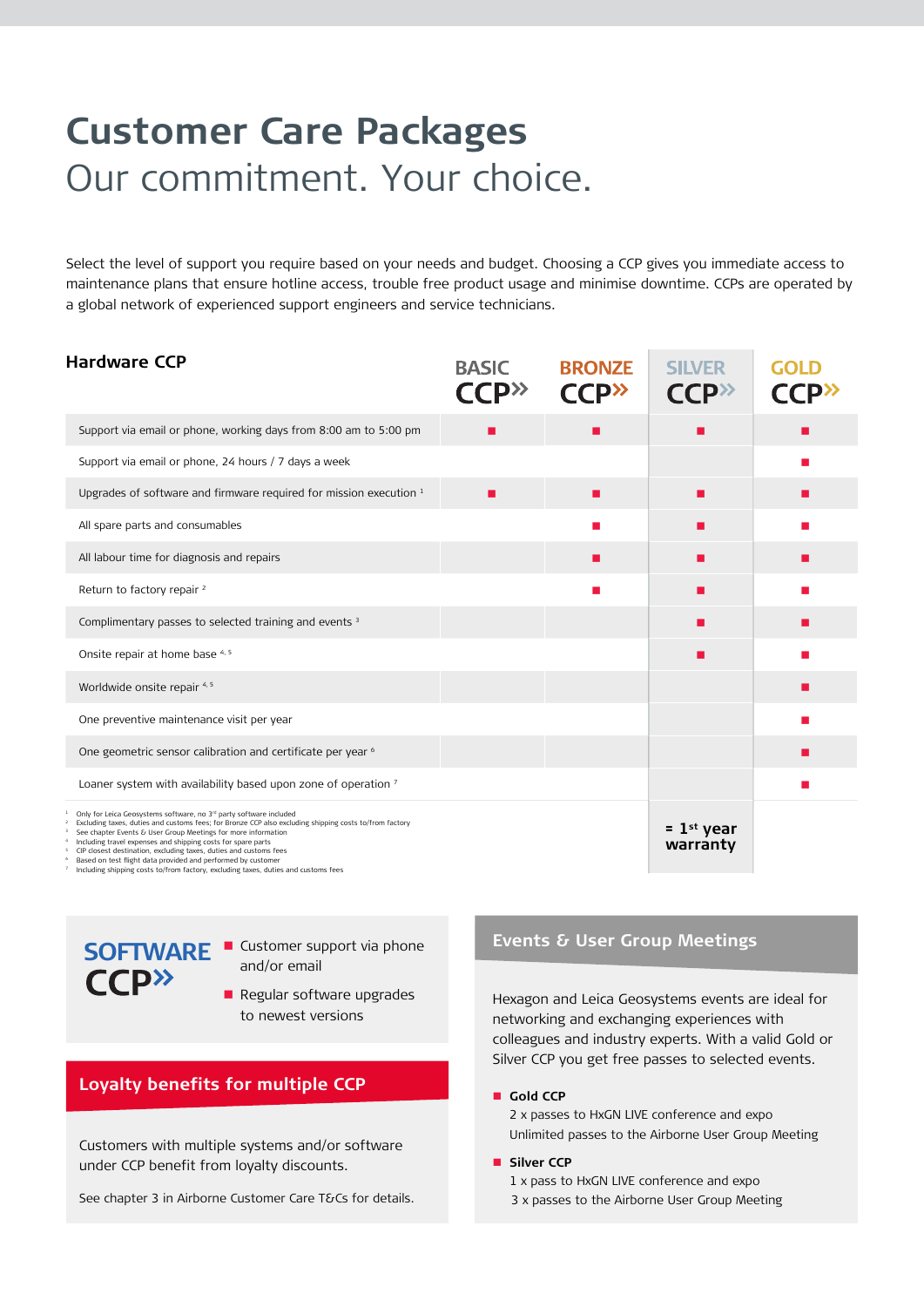# Customer Care Packages

## Our commitment. Your choice.

Select the level of support you require based on your needs and budget. Choosing a CCP gives you immediate access to maintenance plans that ensure hotline access, trouble free product usage and minimise downtime. CCPs are operated by a global network of experienced support engineers and service technicians.

### Hardware CCP

| Hardware CCP | BASIC CCP» | BRONZE CCP» | SILVER CCP» | GOLD CCP» |
|---|---|---|---|---|
| Support via email or phone, working days from 8:00 am to 5:00 pm | ■ | ■ | ■ | ■ |
| Support via email or phone, 24 hours / 7 days a week | | | | ■ |
| Upgrades of software and firmware required for mission execution [1] | ■ | ■ | ■ | ■ |
| All spare parts and consumables | | ■ | ■ | ■ |
| All labour time for diagnosis and repairs | | ■ | ■ | ■ |
| Return to factory repair [2] | | ■ | ■ | ■ |
| Complimentary passes to selected training and events [3] | | | ■ | ■ |
| Onsite repair at home base [4, 5] | | | ■ | ■ |
| Worldwide onsite repair [4, 5] | | | | ■ |
| One preventive maintenance visit per year | | | | ■ |
| One geometric sensor calibration and certificate per year [6] | | | | ■ |
| Loaner system with availability based upon zone of operation [7] | | | | ■ |
| | | | = 1st year warranty | |

1. Only for Leica Geosystems software, no 3rd party software included
2. Excluding taxes, duties and customs fees; for Bronze CCP also excluding shipping costs to/from factory
3. See chapter Events & User Group Meetings for more information
4. Including travel expenses and shipping costs for spare parts
5. CIP closest destination, excluding taxes, duties and customs fees
6. Based on test flight data provided and performed by customer
7. Including shipping costs to/from factory, excluding taxes, duties and customs fees

### SOFTWARE CCP»

- Customer support via phone and/or email
- Regular software upgrades to newest versions

### Loyalty benefits for multiple CCP

Customers with multiple systems and/or software under CCP benefit from loyalty discounts.

See chapter 3 in Airborne Customer Care T&Cs for details.

### Events & User Group Meetings

Hexagon and Leica Geosystems events are ideal for networking and exchanging experiences with colleagues and industry experts. With a valid Gold or Silver CCP you get free passes to selected events.

- **Gold CCP**
  2 x passes to HxGN LIVE conference and expo
  Unlimited passes to the Airborne User Group Meeting
- **Silver CCP**
  1 x pass to HxGN LIVE conference and expo
  3 x passes to the Airborne User Group Meeting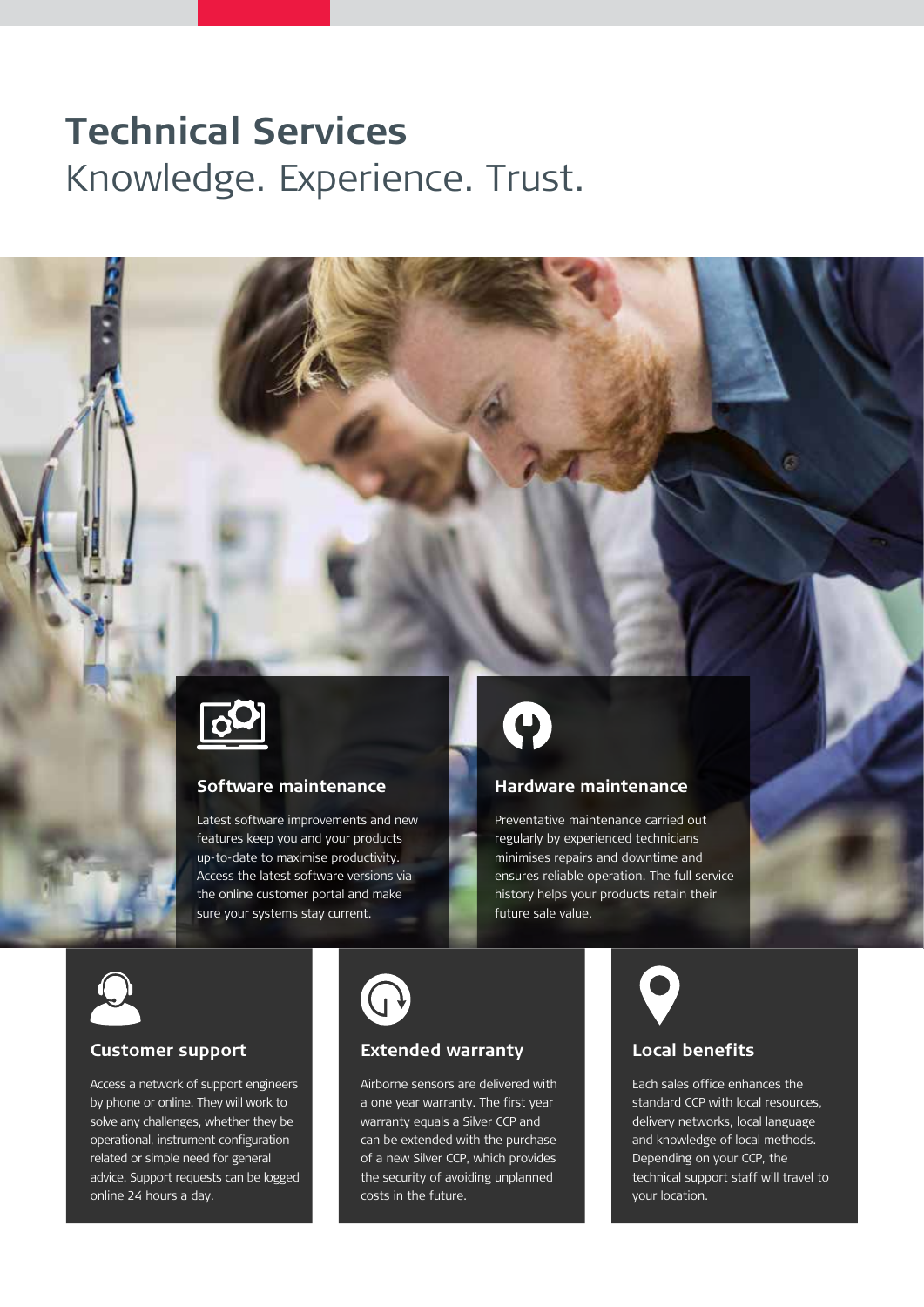# Technical Services

Knowledge. Experience. Trust.

### Software maintenance

Latest software improvements and new features keep you and your products up-to-date to maximise productivity. Access the latest software versions via the online customer portal and make sure your systems stay current.

### Hardware maintenance

Preventative maintenance carried out regularly by experienced technicians minimises repairs and downtime and ensures reliable operation. The full service history helps your products retain their future sale value.

### Customer support

Access a network of support engineers by phone or online. They will work to solve any challenges, whether they be operational, instrument configuration related or simple need for general advice. Support requests can be logged online 24 hours a day.

### Extended warranty

Airborne sensors are delivered with a one year warranty. The first year warranty equals a Silver CCP and can be extended with the purchase of a new Silver CCP, which provides the security of avoiding unplanned costs in the future.

### Local benefits

Each sales office enhances the standard CCP with local resources, delivery networks, local language and knowledge of local methods. Depending on your CCP, the technical support staff will travel to your location.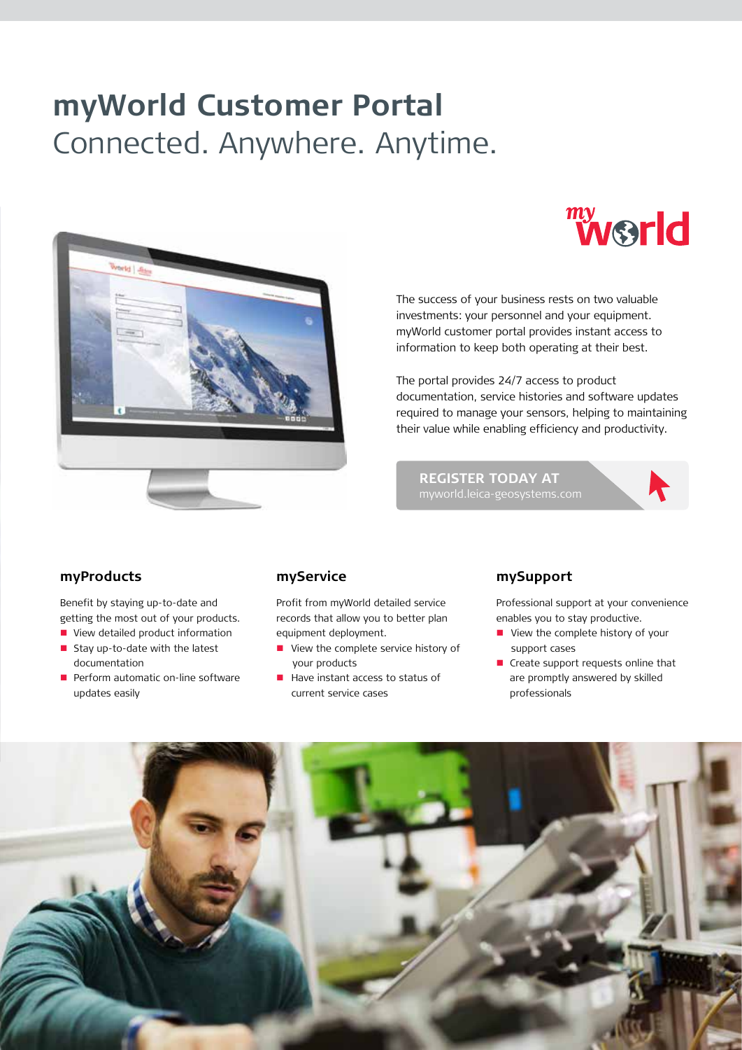# myWorld Customer Portal

Connected. Anywhere. Anytime.

The success of your business rests on two valuable investments: your personnel and your equipment. myWorld customer portal provides instant access to information to keep both operating at their best.

The portal provides 24/7 access to product documentation, service histories and software updates required to manage your sensors, helping to maintaining their value while enabling efficiency and productivity.

**REGISTER TODAY AT**
myworld.leica-geosystems.com

### myProducts

Benefit by staying up-to-date and getting the most out of your products.

- View detailed product information
- Stay up-to-date with the latest documentation
- Perform automatic on-line software updates easily

### myService

Profit from myWorld detailed service records that allow you to better plan equipment deployment.

- View the complete service history of your products
- Have instant access to status of current service cases

### mySupport

Professional support at your convenience enables you to stay productive.

- View the complete history of your support cases
- Create support requests online that are promptly answered by skilled professionals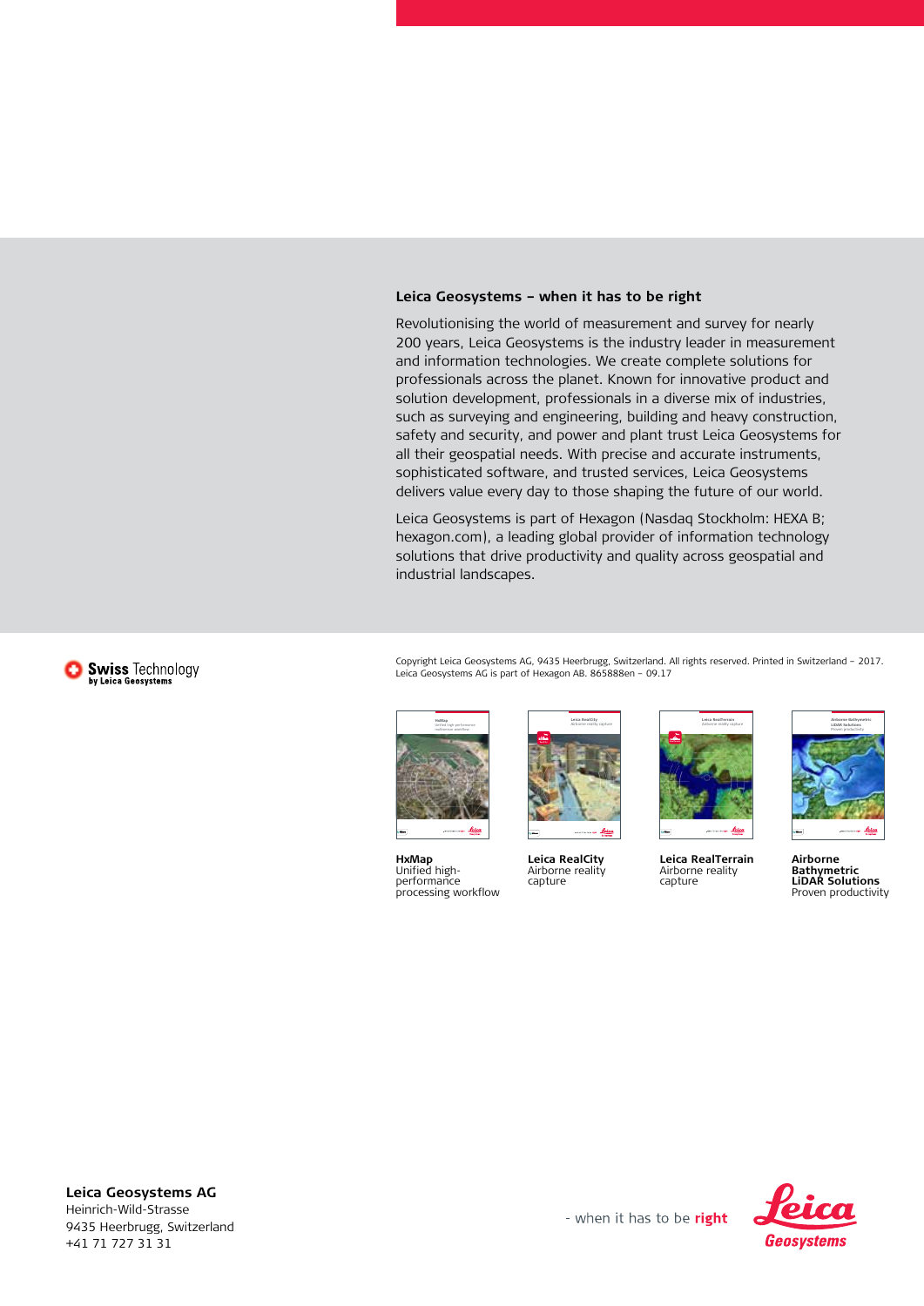## Leica Geosystems – when it has to be right

Revolutionising the world of measurement and survey for nearly 200 years, Leica Geosystems is the industry leader in measurement and information technologies. We create complete solutions for professionals across the planet. Known for innovative product and solution development, professionals in a diverse mix of industries, such as surveying and engineering, building and heavy construction, safety and security, and power and plant trust Leica Geosystems for all their geospatial needs. With precise and accurate instruments, sophisticated software, and trusted services, Leica Geosystems delivers value every day to those shaping the future of our world.

Leica Geosystems is part of Hexagon (Nasdaq Stockholm: HEXA B; hexagon.com), a leading global provider of information technology solutions that drive productivity and quality across geospatial and industrial landscapes.

**Swiss** Technology
by Leica Geosystems

Copyright Leica Geosystems AG, 9435 Heerbrugg, Switzerland. All rights reserved. Printed in Switzerland – 2017.
Leica Geosystems AG is part of Hexagon AB. 865888en – 09.17

**HxMap**
Unified high-performance processing workflow

**Leica RealCity**
Airborne reality capture

**Leica RealTerrain**
Airborne reality capture

**Airborne Bathymetric LiDAR Solutions**
Proven productivity

**Leica Geosystems AG**
Heinrich-Wild-Strasse
9435 Heerbrugg, Switzerland
+41 71 727 31 31

- when it has to be **right**

Leica Geosystems